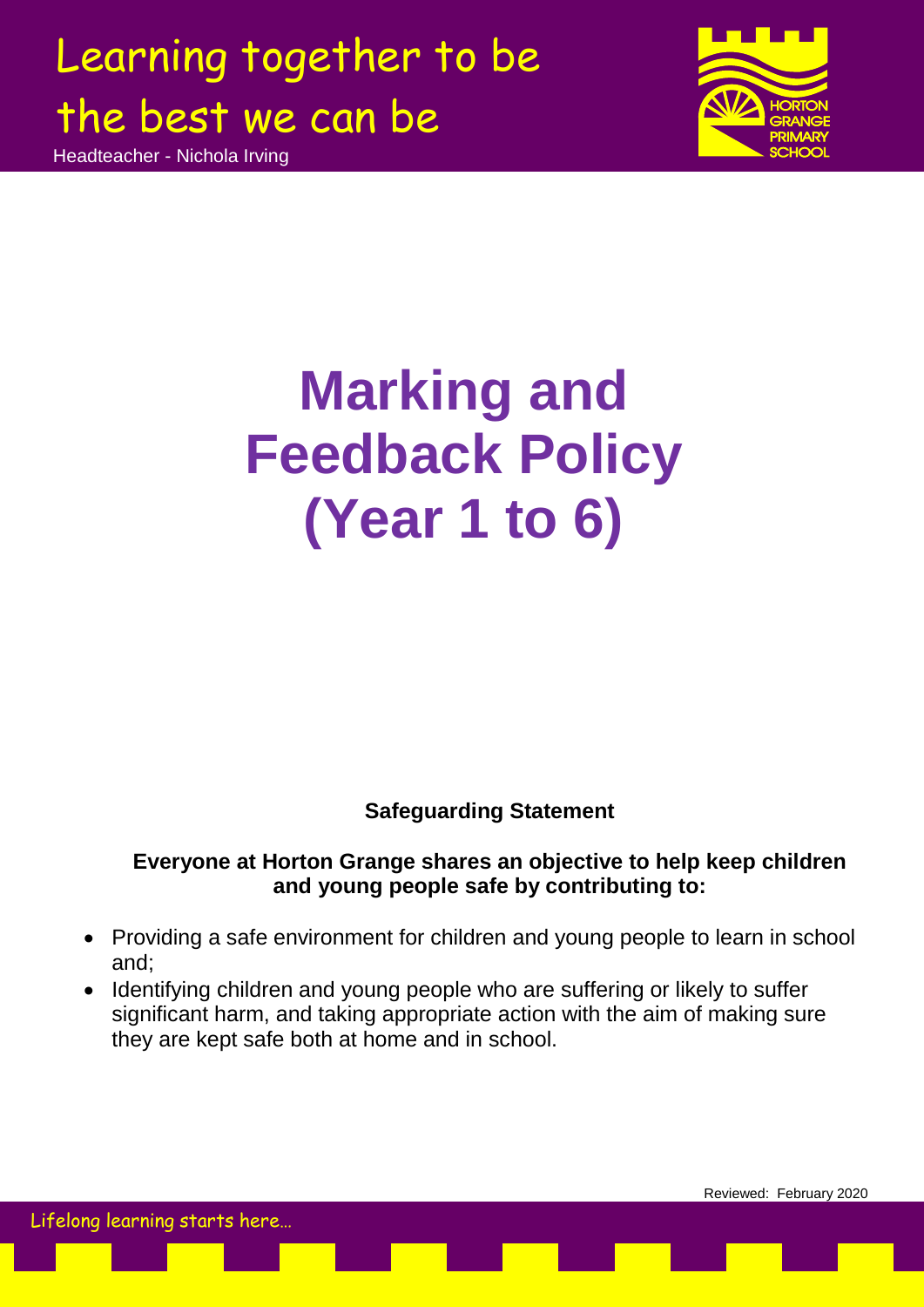Learning together to be the best we can be

Headteacher - Nichola Irving

HORTON GRANGE PRIMARY SCHOOL

# Marking and Feedback Policy (Year 1 to 6)

**Safeguarding Statement**

**Everyone at Horton Grange shares an objective to help keep children and young people safe by contributing to:**

- Providing a safe environment for children and young people to learn in school and;
- Identifying children and young people who are suffering or likely to suffer significant harm, and taking appropriate action with the aim of making sure they are kept safe both at home and in school.

Reviewed: February 2020

Lifelong learning starts here…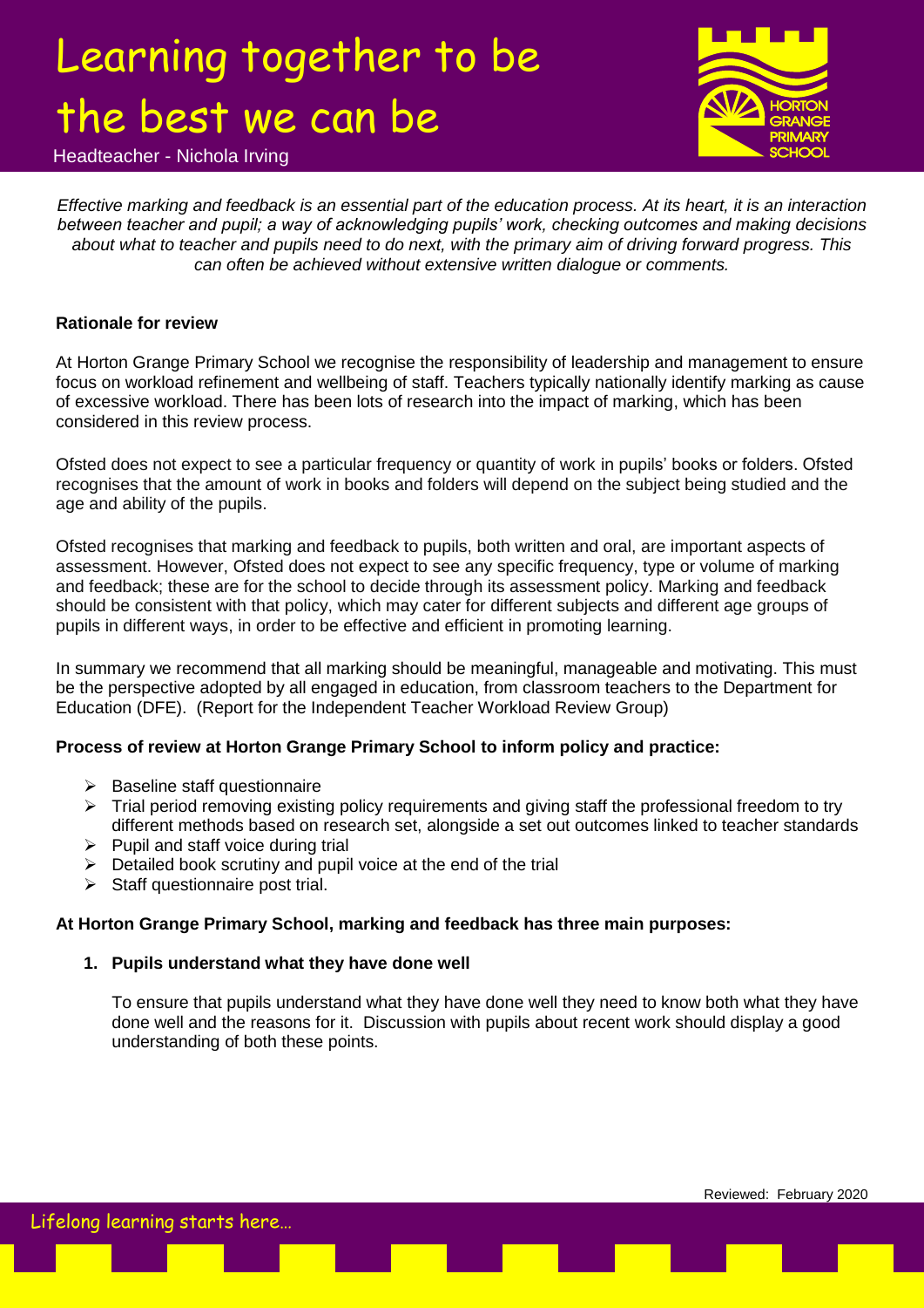*Effective marking and feedback is an essential part of the education process. At its heart, it is an interaction between teacher and pupil; a way of acknowledging pupils' work, checking outcomes and making decisions about what to teacher and pupils need to do next, with the primary aim of driving forward progress. This can often be achieved without extensive written dialogue or comments.*

**Rationale for review**

At Horton Grange Primary School we recognise the responsibility of leadership and management to ensure focus on workload refinement and wellbeing of staff. Teachers typically nationally identify marking as cause of excessive workload. There has been lots of research into the impact of marking, which has been considered in this review process.

Ofsted does not expect to see a particular frequency or quantity of work in pupils' books or folders. Ofsted recognises that the amount of work in books and folders will depend on the subject being studied and the age and ability of the pupils.

Ofsted recognises that marking and feedback to pupils, both written and oral, are important aspects of assessment. However, Ofsted does not expect to see any specific frequency, type or volume of marking and feedback; these are for the school to decide through its assessment policy. Marking and feedback should be consistent with that policy, which may cater for different subjects and different age groups of pupils in different ways, in order to be effective and efficient in promoting learning.

In summary we recommend that all marking should be meaningful, manageable and motivating. This must be the perspective adopted by all engaged in education, from classroom teachers to the Department for Education (DFE). (Report for the Independent Teacher Workload Review Group)

**Process of review at Horton Grange Primary School to inform policy and practice:**

- Baseline staff questionnaire
- Trial period removing existing policy requirements and giving staff the professional freedom to try different methods based on research set, alongside a set out outcomes linked to teacher standards
- Pupil and staff voice during trial
- Detailed book scrutiny and pupil voice at the end of the trial
- Staff questionnaire post trial.

**At Horton Grange Primary School, marking and feedback has three main purposes:**

1. **Pupils understand what they have done well**

   To ensure that pupils understand what they have done well they need to know both what they have done well and the reasons for it. Discussion with pupils about recent work should display a good understanding of both these points.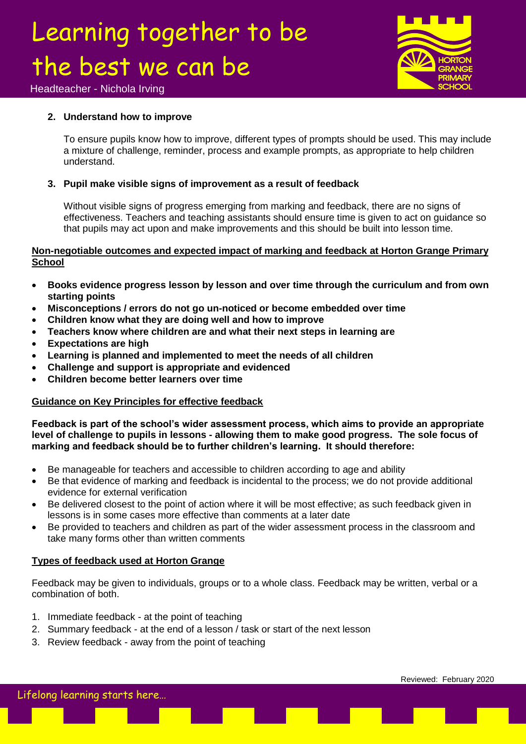2. **Understand how to improve**

   To ensure pupils know how to improve, different types of prompts should be used. This may include a mixture of challenge, reminder, process and example prompts, as appropriate to help children understand.

3. **Pupil make visible signs of improvement as a result of feedback**

   Without visible signs of progress emerging from marking and feedback, there are no signs of effectiveness. Teachers and teaching assistants should ensure time is given to act on guidance so that pupils may act upon and make improvements and this should be built into lesson time.

**Non-negotiable outcomes and expected impact of marking and feedback at Horton Grange Primary School**

- **Books evidence progress lesson by lesson and over time through the curriculum and from own starting points**
- **Misconceptions / errors do not go un-noticed or become embedded over time**
- **Children know what they are doing well and how to improve**
- **Teachers know where children are and what their next steps in learning are**
- **Expectations are high**
- **Learning is planned and implemented to meet the needs of all children**
- **Challenge and support is appropriate and evidenced**
- **Children become better learners over time**

**Guidance on Key Principles for effective feedback**

**Feedback is part of the school's wider assessment process, which aims to provide an appropriate level of challenge to pupils in lessons - allowing them to make good progress. The sole focus of marking and feedback should be to further children's learning. It should therefore:**

- Be manageable for teachers and accessible to children according to age and ability
- Be that evidence of marking and feedback is incidental to the process; we do not provide additional evidence for external verification
- Be delivered closest to the point of action where it will be most effective; as such feedback given in lessons is in some cases more effective than comments at a later date
- Be provided to teachers and children as part of the wider assessment process in the classroom and take many forms other than written comments

**Types of feedback used at Horton Grange**

Feedback may be given to individuals, groups or to a whole class. Feedback may be written, verbal or a combination of both.

1. Immediate feedback - at the point of teaching
2. Summary feedback - at the end of a lesson / task or start of the next lesson
3. Review feedback - away from the point of teaching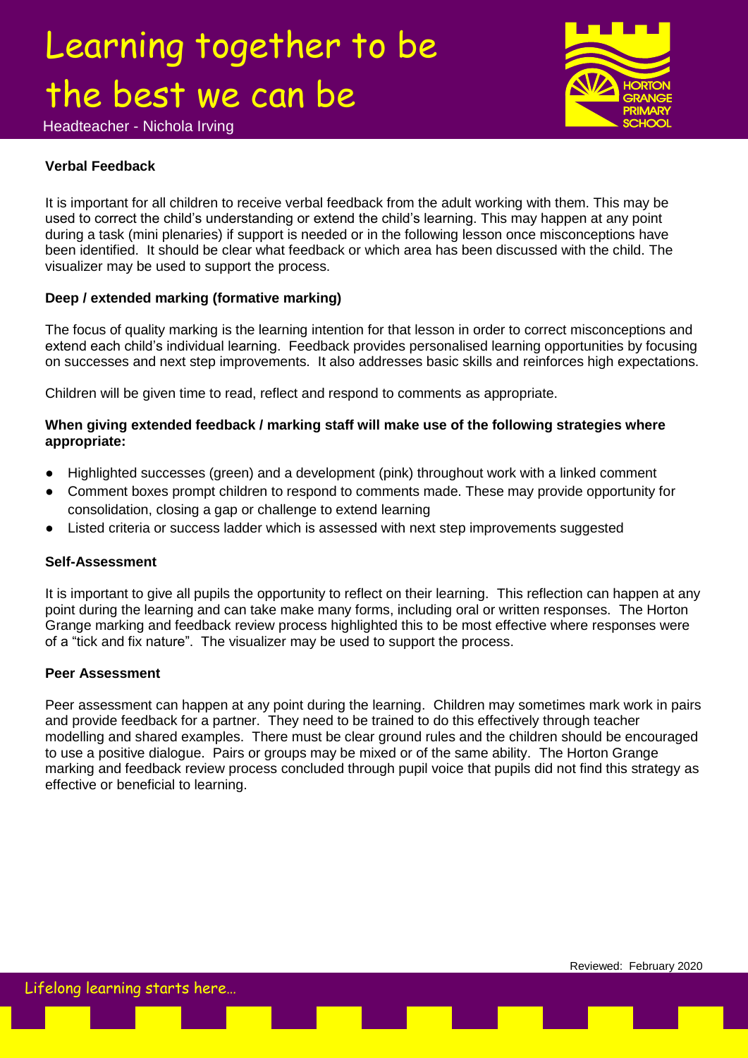### Verbal Feedback

It is important for all children to receive verbal feedback from the adult working with them. This may be used to correct the child's understanding or extend the child's learning. This may happen at any point during a task (mini plenaries) if support is needed or in the following lesson once misconceptions have been identified. It should be clear what feedback or which area has been discussed with the child. The visualizer may be used to support the process.

### Deep / extended marking (formative marking)

The focus of quality marking is the learning intention for that lesson in order to correct misconceptions and extend each child's individual learning. Feedback provides personalised learning opportunities by focusing on successes and next step improvements. It also addresses basic skills and reinforces high expectations.

Children will be given time to read, reflect and respond to comments as appropriate.

**When giving extended feedback / marking staff will make use of the following strategies where appropriate:**

- Highlighted successes (green) and a development (pink) throughout work with a linked comment
- Comment boxes prompt children to respond to comments made. These may provide opportunity for consolidation, closing a gap or challenge to extend learning
- Listed criteria or success ladder which is assessed with next step improvements suggested

### Self-Assessment

It is important to give all pupils the opportunity to reflect on their learning. This reflection can happen at any point during the learning and can take make many forms, including oral or written responses. The Horton Grange marking and feedback review process highlighted this to be most effective where responses were of a "tick and fix nature". The visualizer may be used to support the process.

### Peer Assessment

Peer assessment can happen at any point during the learning. Children may sometimes mark work in pairs and provide feedback for a partner. They need to be trained to do this effectively through teacher modelling and shared examples. There must be clear ground rules and the children should be encouraged to use a positive dialogue. Pairs or groups may be mixed or of the same ability. The Horton Grange marking and feedback review process concluded through pupil voice that pupils did not find this strategy as effective or beneficial to learning.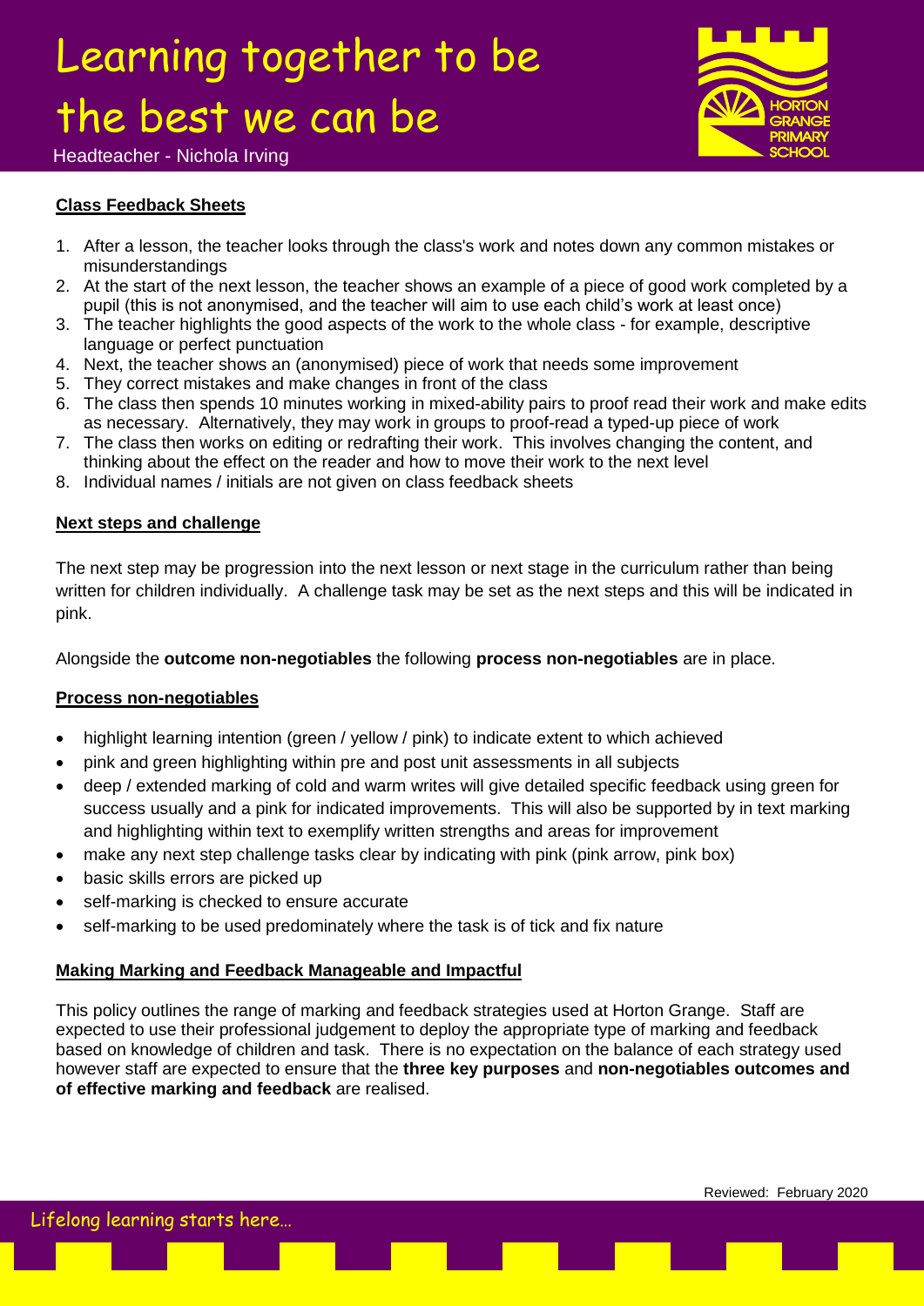## Class Feedback Sheets

1. After a lesson, the teacher looks through the class's work and notes down any common mistakes or misunderstandings
2. At the start of the next lesson, the teacher shows an example of a piece of good work completed by a pupil (this is not anonymised, and the teacher will aim to use each child's work at least once)
3. The teacher highlights the good aspects of the work to the whole class - for example, descriptive language or perfect punctuation
4. Next, the teacher shows an (anonymised) piece of work that needs some improvement
5. They correct mistakes and make changes in front of the class
6. The class then spends 10 minutes working in mixed-ability pairs to proof read their work and make edits as necessary. Alternatively, they may work in groups to proof-read a typed-up piece of work
7. The class then works on editing or redrafting their work. This involves changing the content, and thinking about the effect on the reader and how to move their work to the next level
8. Individual names / initials are not given on class feedback sheets

## Next steps and challenge

The next step may be progression into the next lesson or next stage in the curriculum rather than being written for children individually. A challenge task may be set as the next steps and this will be indicated in pink.

Alongside the **outcome non-negotiables** the following **process non-negotiables** are in place.

## Process non-negotiables

- highlight learning intention (green / yellow / pink) to indicate extent to which achieved
- pink and green highlighting within pre and post unit assessments in all subjects
- deep / extended marking of cold and warm writes will give detailed specific feedback using green for success usually and a pink for indicated improvements. This will also be supported by in text marking and highlighting within text to exemplify written strengths and areas for improvement
- make any next step challenge tasks clear by indicating with pink (pink arrow, pink box)
- basic skills errors are picked up
- self-marking is checked to ensure accurate
- self-marking to be used predominately where the task is of tick and fix nature

## Making Marking and Feedback Manageable and Impactful

This policy outlines the range of marking and feedback strategies used at Horton Grange. Staff are expected to use their professional judgement to deploy the appropriate type of marking and feedback based on knowledge of children and task. There is no expectation on the balance of each strategy used however staff are expected to ensure that the **three key purposes** and **non-negotiables outcomes and of effective marking and feedback** are realised.

Reviewed: February 2020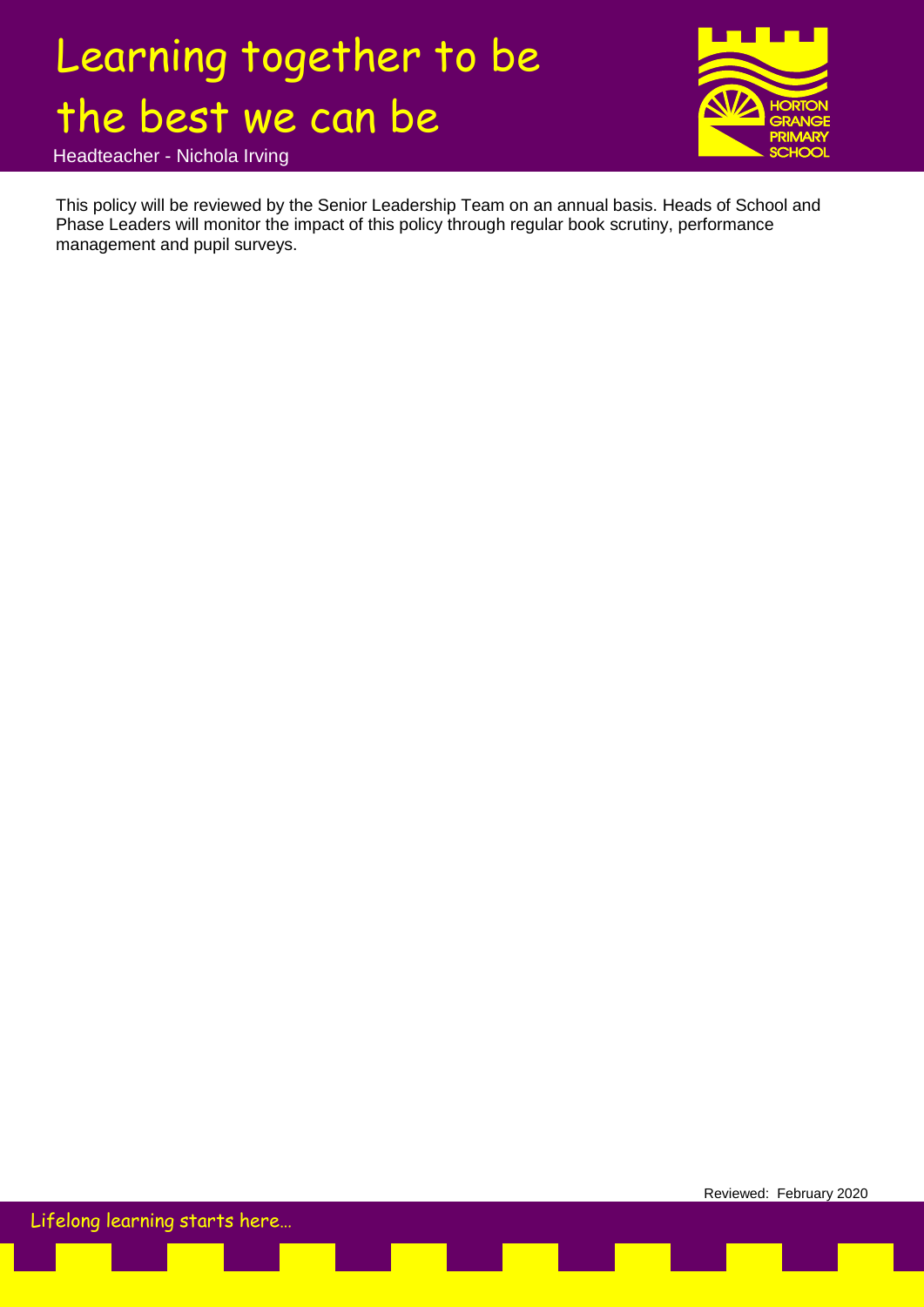This policy will be reviewed by the Senior Leadership Team on an annual basis. Heads of School and Phase Leaders will monitor the impact of this policy through regular book scrutiny, performance management and pupil surveys.

Reviewed: February 2020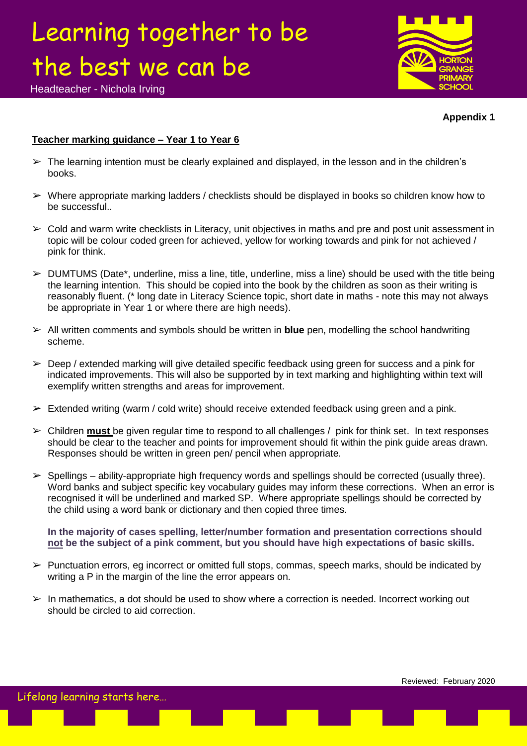**Appendix 1**

**Teacher marking guidance – Year 1 to Year 6**

- The learning intention must be clearly explained and displayed, in the lesson and in the children's books.
- Where appropriate marking ladders / checklists should be displayed in books so children know how to be successful..
- Cold and warm write checklists in Literacy, unit objectives in maths and pre and post unit assessment in topic will be colour coded green for achieved, yellow for working towards and pink for not achieved / pink for think.
- DUMTUMS (Date*, underline, miss a line, title, underline, miss a line) should be used with the title being the learning intention. This should be copied into the book by the children as soon as their writing is reasonably fluent. (* long date in Literacy Science topic, short date in maths - note this may not always be appropriate in Year 1 or where there are high needs).
- All written comments and symbols should be written in **blue** pen, modelling the school handwriting scheme.
- Deep / extended marking will give detailed specific feedback using green for success and a pink for indicated improvements. This will also be supported by in text marking and highlighting within text will exemplify written strengths and areas for improvement.
- Extended writing (warm / cold write) should receive extended feedback using green and a pink.
- Children **must** be given regular time to respond to all challenges / pink for think set. In text responses should be clear to the teacher and points for improvement should fit within the pink guide areas drawn. Responses should be written in green pen/ pencil when appropriate.
- Spellings – ability-appropriate high frequency words and spellings should be corrected (usually three). Word banks and subject specific key vocabulary guides may inform these corrections. When an error is recognised it will be underlined and marked SP. Where appropriate spellings should be corrected by the child using a word bank or dictionary and then copied three times.

  **In the majority of cases spelling, letter/number formation and presentation corrections should not be the subject of a pink comment, but you should have high expectations of basic skills.**

- Punctuation errors, eg incorrect or omitted full stops, commas, speech marks, should be indicated by writing a P in the margin of the line the error appears on.
- In mathematics, a dot should be used to show where a correction is needed. Incorrect working out should be circled to aid correction.

Reviewed: February 2020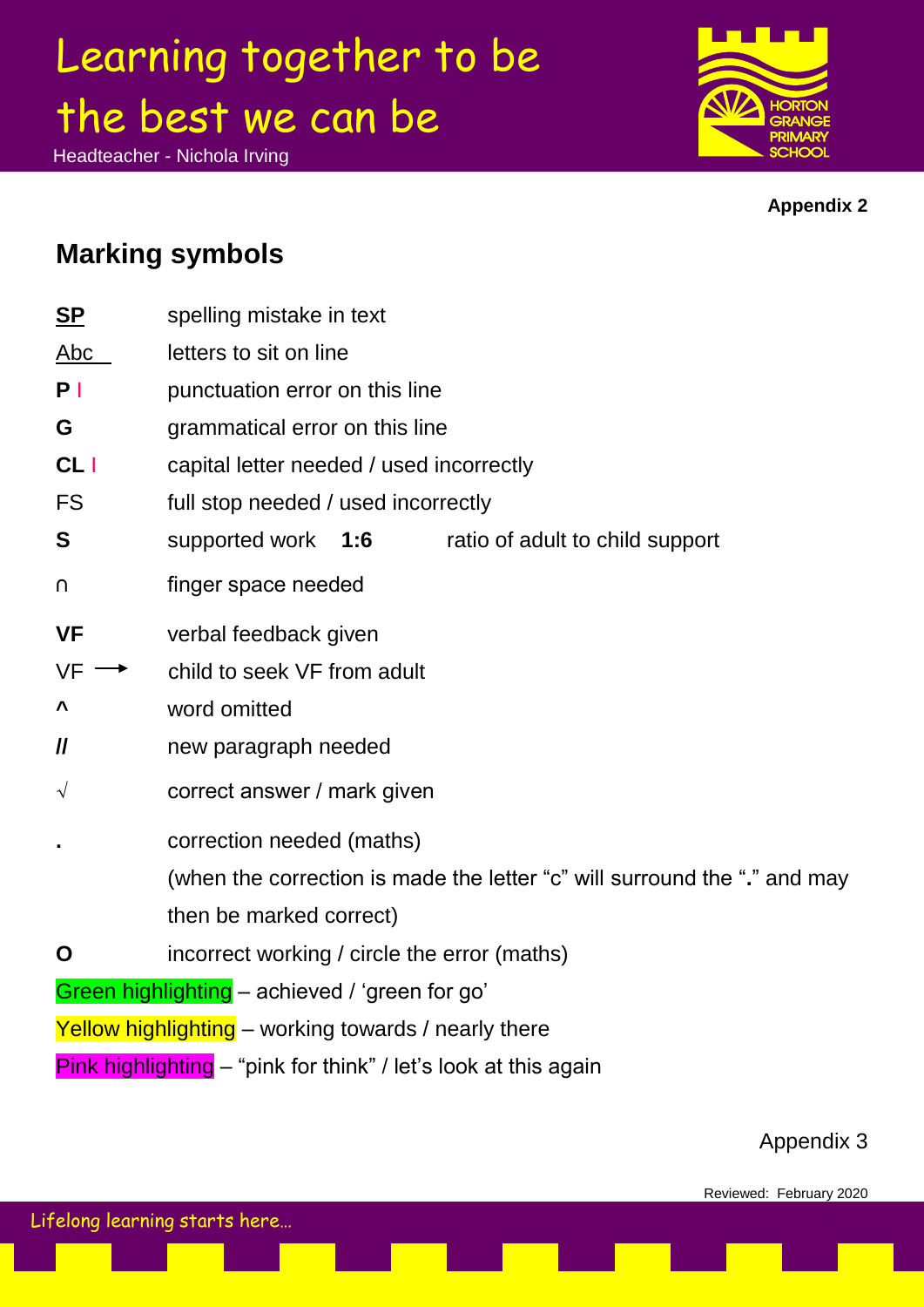Appendix 2

## Marking symbols

| Symbol | Meaning |
|---|---|
| **SP** | spelling mistake in text |
| Abc | letters to sit on line |
| **P** I | punctuation error on this line |
| **G** | grammatical error on this line |
| **CL** I | capital letter needed / used incorrectly |
| FS | full stop needed / used incorrectly |
| **S** | supported work **1:6** ratio of adult to child support |
| ∩ | finger space needed |
| **VF** | verbal feedback given |
| VF → | child to seek VF from adult |
| **^** | word omitted |
| **//** | new paragraph needed |
| √ | correct answer / mark given |
| **.** | correction needed (maths) (when the correction is made the letter "c" will surround the "**.**" and may then be marked correct) |
| **O** | incorrect working / circle the error (maths) |

Green highlighting – achieved / 'green for go'

Yellow highlighting – working towards / nearly there

Pink highlighting – "pink for think" / let's look at this again

Appendix 3

Reviewed: February 2020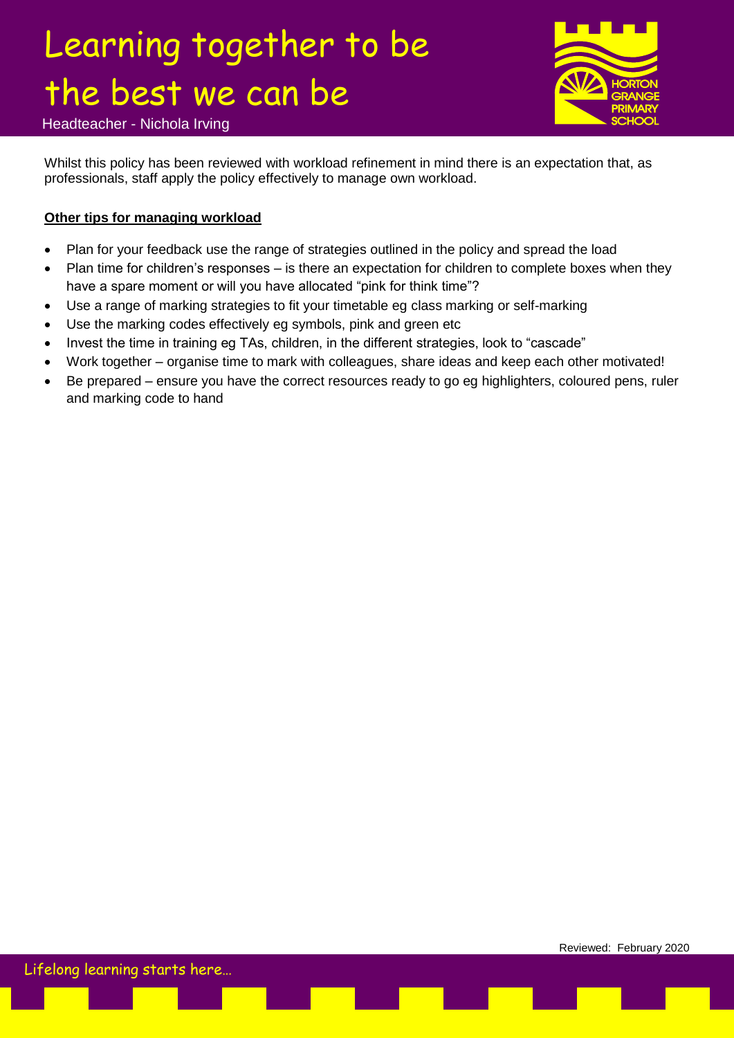Whilst this policy has been reviewed with workload refinement in mind there is an expectation that, as professionals, staff apply the policy effectively to manage own workload.

**Other tips for managing workload**

- Plan for your feedback use the range of strategies outlined in the policy and spread the load
- Plan time for children's responses – is there an expectation for children to complete boxes when they have a spare moment or will you have allocated "pink for think time"?
- Use a range of marking strategies to fit your timetable eg class marking or self-marking
- Use the marking codes effectively eg symbols, pink and green etc
- Invest the time in training eg TAs, children, in the different strategies, look to "cascade"
- Work together – organise time to mark with colleagues, share ideas and keep each other motivated!
- Be prepared – ensure you have the correct resources ready to go eg highlighters, coloured pens, ruler and marking code to hand

Reviewed: February 2020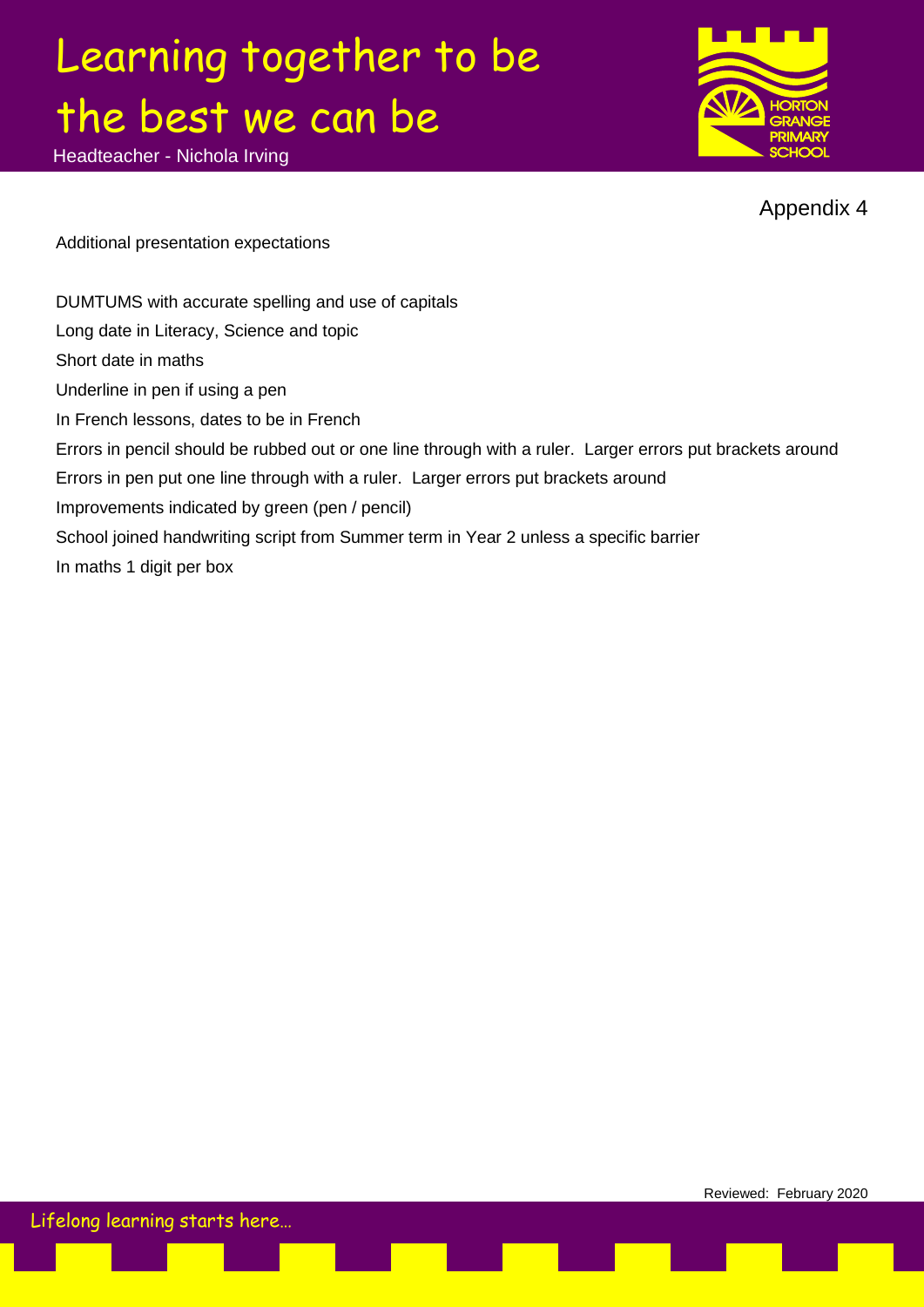Appendix 4

Additional presentation expectations

DUMTUMS with accurate spelling and use of capitals

Long date in Literacy, Science and topic

Short date in maths

Underline in pen if using a pen

In French lessons, dates to be in French

Errors in pencil should be rubbed out or one line through with a ruler. Larger errors put brackets around

Errors in pen put one line through with a ruler. Larger errors put brackets around

Improvements indicated by green (pen / pencil)

School joined handwriting script from Summer term in Year 2 unless a specific barrier

In maths 1 digit per box

Reviewed: February 2020